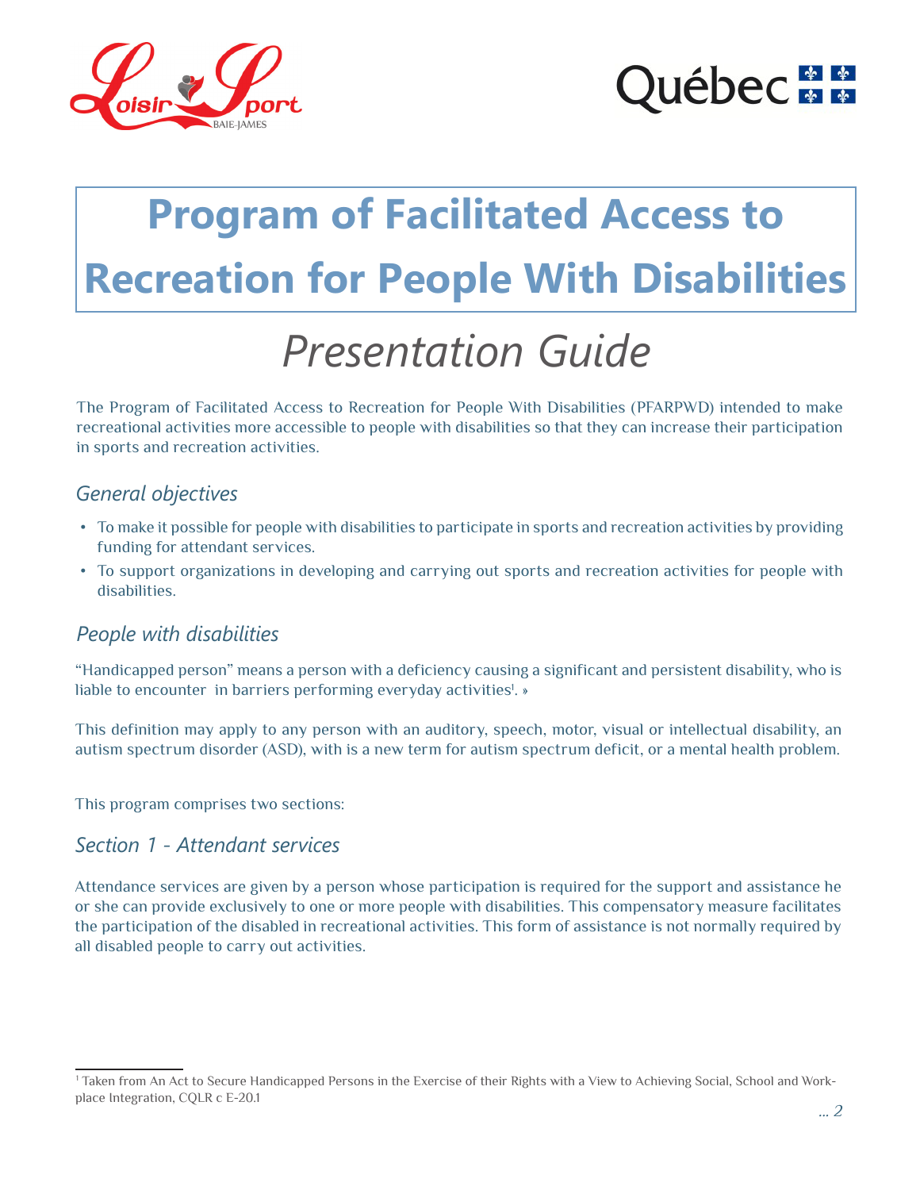# Program of Facilitated Access to Recreation for People With Disabilities

## *Presentation Guide*

The Program of Facilitated Access to Recreation for People With Disabilities (PFARPWD) intended to make recreational activities more accessible to people with disabilities so that they can increase their participation in sports and recreation activities.

### *General objectives*

- To make it possible for people with disabilities to participate in sports and recreation activities by providing funding for attendant services.
- To support organizations in developing and carrying out sports and recreation activities for people with disabilities.

### *People with disabilities*

"Handicapped person" means a person with a deficiency causing a significant and persistent disability, who is liable to encounter in barriers performing everyday activities[1]. »

This definition may apply to any person with an auditory, speech, motor, visual or intellectual disability, an autism spectrum disorder (ASD), with is a new term for autism spectrum deficit, or a mental health problem.

This program comprises two sections:

### *Section 1 - Attendant services*

Attendance services are given by a person whose participation is required for the support and assistance he or she can provide exclusively to one or more people with disabilities. This compensatory measure facilitates the participation of the disabled in recreational activities. This form of assistance is not normally required by all disabled people to carry out activities.

[1] Taken from An Act to Secure Handicapped Persons in the Exercise of their Rights with a View to Achieving Social, School and Workplace Integration, CQLR c E-20.1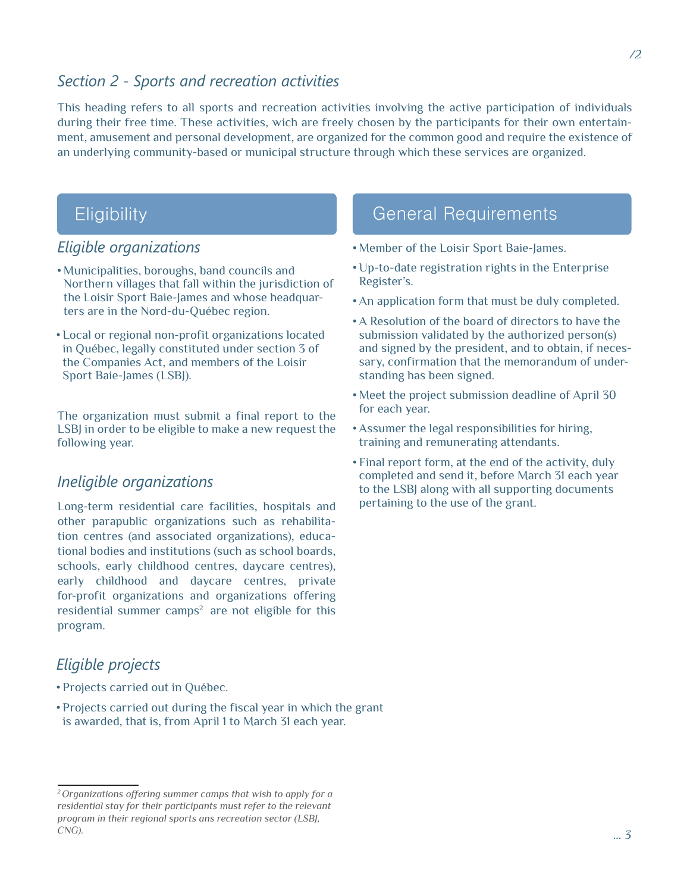## *Section 2 - Sports and recreation activities*

This heading refers to all sports and recreation activities involving the active participation of individuals during their free time. These activities, wich are freely chosen by the participants for their own entertainment, amusement and personal development, are organized for the common good and require the existence of an underlying community-based or municipal structure through which these services are organized.

## Eligibility

### *Eligible organizations*

- Municipalities, boroughs, band councils and Northern villages that fall within the jurisdiction of the Loisir Sport Baie-James and whose headquarters are in the Nord-du-Québec region.
- Local or regional non-profit organizations located in Québec, legally constituted under section 3 of the Companies Act, and members of the Loisir Sport Baie-James (LSBJ).

The organization must submit a final report to the LSBJ in order to be eligible to make a new request the following year.

### *Ineligible organizations*

Long-term residential care facilities, hospitals and other parapublic organizations such as rehabilitation centres (and associated organizations), educational bodies and institutions (such as school boards, schools, early childhood centres, daycare centres), early childhood and daycare centres, private for-profit organizations and organizations offering residential summer camps[2] are not eligible for this program.

### *Eligible projects*

- Projects carried out in Québec.
- Projects carried out during the fiscal year in which the grant is awarded, that is, from April 1 to March 31 each year.

## General Requirements

- Member of the Loisir Sport Baie-James.
- Up-to-date registration rights in the Enterprise Register's.
- An application form that must be duly completed.
- A Resolution of the board of directors to have the submission validated by the authorized person(s) and signed by the president, and to obtain, if necessary, confirmation that the memorandum of understanding has been signed.
- Meet the project submission deadline of April 30 for each year.
- Assumer the legal responsibilities for hiring, training and remunerating attendants.
- Final report form, at the end of the activity, duly completed and send it, before March 31 each year to the LSBJ along with all supporting documents pertaining to the use of the grant.

---

*[2] Organizations offering summer camps that wish to apply for a residential stay for their participants must refer to the relevant program in their regional sports ans recreation sector (LSBJ, CNG).*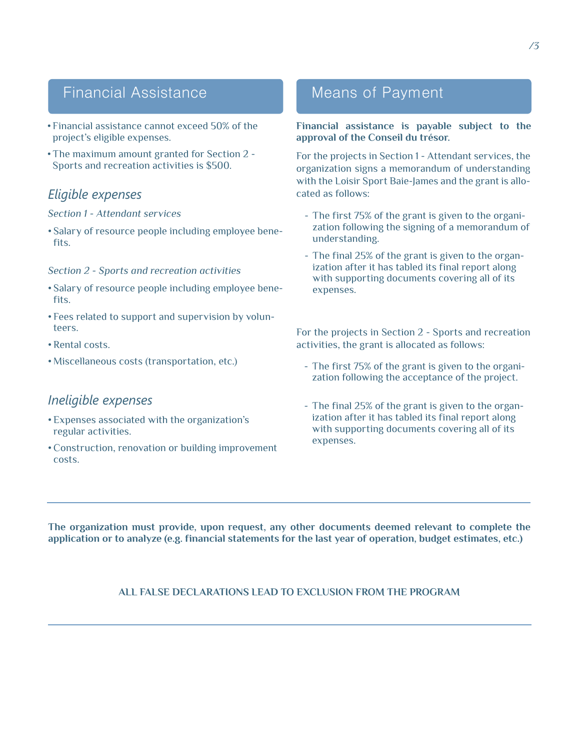## Financial Assistance

- Financial assistance cannot exceed 50% of the project's eligible expenses.
- The maximum amount granted for Section 2 - Sports and recreation activities is $500.

### *Eligible expenses*

*Section 1 - Attendant services*

- Salary of resource people including employee benefits.

*Section 2 - Sports and recreation activities*

- Salary of resource people including employee benefits.
- Fees related to support and supervision by volunteers.
- Rental costs.
- Miscellaneous costs (transportation, etc.)

### *Ineligible expenses*

- Expenses associated with the organization's regular activities.
- Construction, renovation or building improvement costs.

## Means of Payment

**Financial assistance is payable subject to the approval of the Conseil du trésor.**

For the projects in Section 1 - Attendant services, the organization signs a memorandum of understanding with the Loisir Sport Baie-James and the grant is allocated as follows:

- The first 75% of the grant is given to the organization following the signing of a memorandum of understanding.
- The final 25% of the grant is given to the organization after it has tabled its final report along with supporting documents covering all of its expenses.

For the projects in Section 2 - Sports and recreation activities, the grant is allocated as follows:

- The first 75% of the grant is given to the organization following the acceptance of the project.
- The final 25% of the grant is given to the organization after it has tabled its final report along with supporting documents covering all of its expenses.

---

**The organization must provide, upon request, any other documents deemed relevant to complete the application or to analyze (e.g. financial statements for the last year of operation, budget estimates, etc.)**

ALL FALSE DECLARATIONS LEAD TO EXCLUSION FROM THE PROGRAM

---